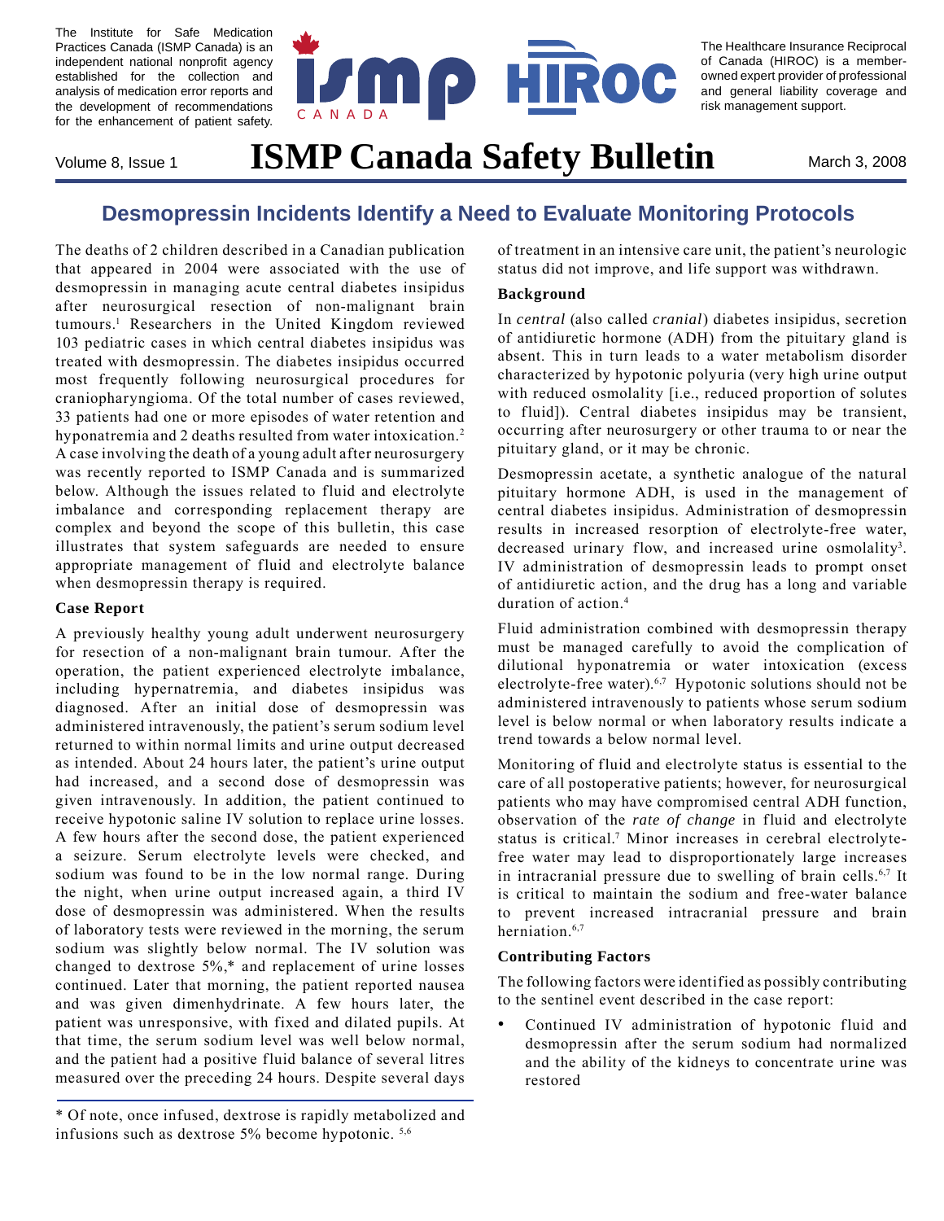The Institute for Safe Medication Practices Canada (ISMP Canada) is an independent national nonprofit agency established for the collection and analysis of medication error reports and the development of recommendations for the enhancement of patient safety.

The Healthcare Insurance Reciprocal of Canada (HIROC) is a member-owned expert provider of professional and general liability coverage and risk management support.

Volume 8, Issue 1 — **ISMP Canada Safety Bulletin** — March 3, 2008

## Desmopressin Incidents Identify a Need to Evaluate Monitoring Protocols

The deaths of 2 children described in a Canadian publication that appeared in 2004 were associated with the use of desmopressin in managing acute central diabetes insipidus after neurosurgical resection of non-malignant brain tumours.[1] Researchers in the United Kingdom reviewed 103 pediatric cases in which central diabetes insipidus was treated with desmopressin. The diabetes insipidus occurred most frequently following neurosurgical procedures for craniopharyngioma. Of the total number of cases reviewed, 33 patients had one or more episodes of water retention and hyponatremia and 2 deaths resulted from water intoxication.[2] A case involving the death of a young adult after neurosurgery was recently reported to ISMP Canada and is summarized below. Although the issues related to fluid and electrolyte imbalance and corresponding replacement therapy are complex and beyond the scope of this bulletin, this case illustrates that system safeguards are needed to ensure appropriate management of fluid and electrolyte balance when desmopressin therapy is required.

### Case Report

A previously healthy young adult underwent neurosurgery for resection of a non-malignant brain tumour. After the operation, the patient experienced electrolyte imbalance, including hypernatremia, and diabetes insipidus was diagnosed. After an initial dose of desmopressin was administered intravenously, the patient's serum sodium level returned to within normal limits and urine output decreased as intended. About 24 hours later, the patient's urine output had increased, and a second dose of desmopressin was given intravenously. In addition, the patient continued to receive hypotonic saline IV solution to replace urine losses. A few hours after the second dose, the patient experienced a seizure. Serum electrolyte levels were checked, and sodium was found to be in the low normal range. During the night, when urine output increased again, a third IV dose of desmopressin was administered. When the results of laboratory tests were reviewed in the morning, the serum sodium was slightly below normal. The IV solution was changed to dextrose 5%,* and replacement of urine losses continued. Later that morning, the patient reported nausea and was given dimenhydrinate. A few hours later, the patient was unresponsive, with fixed and dilated pupils. At that time, the serum sodium level was well below normal, and the patient had a positive fluid balance of several litres measured over the preceding 24 hours. Despite several days of treatment in an intensive care unit, the patient's neurologic status did not improve, and life support was withdrawn.

### Background

In *central* (also called *cranial*) diabetes insipidus, secretion of antidiuretic hormone (ADH) from the pituitary gland is absent. This in turn leads to a water metabolism disorder characterized by hypotonic polyuria (very high urine output with reduced osmolality [i.e., reduced proportion of solutes to fluid]). Central diabetes insipidus may be transient, occurring after neurosurgery or other trauma to or near the pituitary gland, or it may be chronic.

Desmopressin acetate, a synthetic analogue of the natural pituitary hormone ADH, is used in the management of central diabetes insipidus. Administration of desmopressin results in increased resorption of electrolyte-free water, decreased urinary flow, and increased urine osmolality[3]. IV administration of desmopressin leads to prompt onset of antidiuretic action, and the drug has a long and variable duration of action.[4]

Fluid administration combined with desmopressin therapy must be managed carefully to avoid the complication of dilutional hyponatremia or water intoxication (excess electrolyte-free water).[6,7] Hypotonic solutions should not be administered intravenously to patients whose serum sodium level is below normal or when laboratory results indicate a trend towards a below normal level.

Monitoring of fluid and electrolyte status is essential to the care of all postoperative patients; however, for neurosurgical patients who may have compromised central ADH function, observation of the *rate of change* in fluid and electrolyte status is critical.[7] Minor increases in cerebral electrolyte-free water may lead to disproportionately large increases in intracranial pressure due to swelling of brain cells.[6,7] It is critical to maintain the sodium and free-water balance to prevent increased intracranial pressure and brain herniation.[6,7]

### Contributing Factors

The following factors were identified as possibly contributing to the sentinel event described in the case report:

- Continued IV administration of hypotonic fluid and desmopressin after the serum sodium had normalized and the ability of the kidneys to concentrate urine was restored

---

* Of note, once infused, dextrose is rapidly metabolized and infusions such as dextrose 5% become hypotonic. [5,6]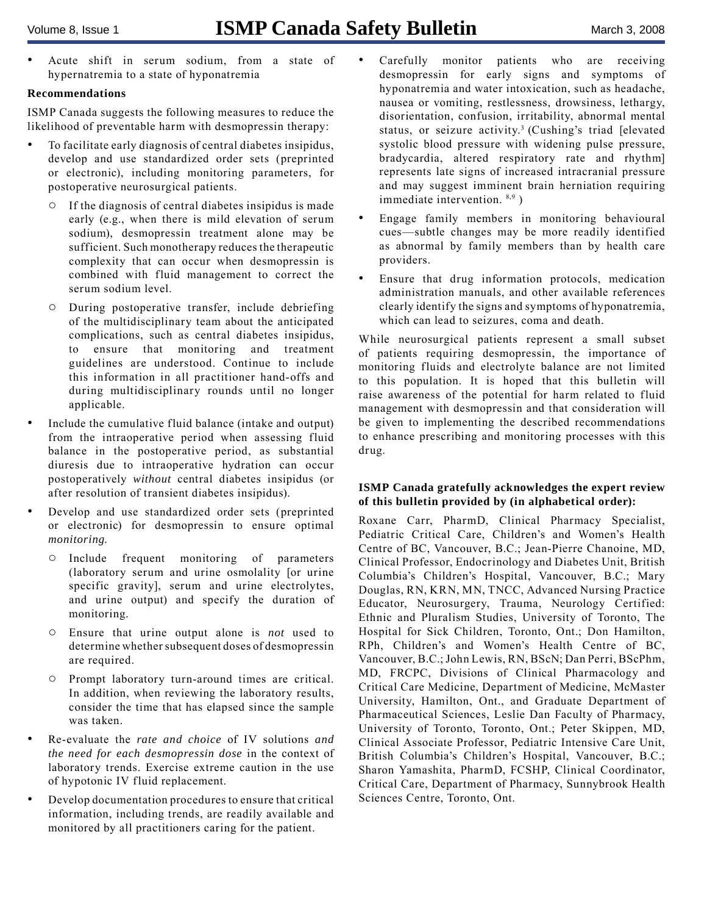- Acute shift in serum sodium, from a state of hypernatremia to a state of hyponatremia

**Recommendations**

ISMP Canada suggests the following measures to reduce the likelihood of preventable harm with desmopressin therapy:

- To facilitate early diagnosis of central diabetes insipidus, develop and use standardized order sets (preprinted or electronic), including monitoring parameters, for postoperative neurosurgical patients.
  - If the diagnosis of central diabetes insipidus is made early (e.g., when there is mild elevation of serum sodium), desmopressin treatment alone may be sufficient. Such monotherapy reduces the therapeutic complexity that can occur when desmopressin is combined with fluid management to correct the serum sodium level.
  - During postoperative transfer, include debriefing of the multidisciplinary team about the anticipated complications, such as central diabetes insipidus, to ensure that monitoring and treatment guidelines are understood. Continue to include this information in all practitioner hand-offs and during multidisciplinary rounds until no longer applicable.
- Include the cumulative fluid balance (intake and output) from the intraoperative period when assessing fluid balance in the postoperative period, as substantial diuresis due to intraoperative hydration can occur postoperatively *without* central diabetes insipidus (or after resolution of transient diabetes insipidus).
- Develop and use standardized order sets (preprinted or electronic) for desmopressin to ensure optimal *monitoring.*
  - Include frequent monitoring of parameters (laboratory serum and urine osmolality [or urine specific gravity], serum and urine electrolytes, and urine output) and specify the duration of monitoring.
  - Ensure that urine output alone is *not* used to determine whether subsequent doses of desmopressin are required.
  - Prompt laboratory turn-around times are critical. In addition, when reviewing the laboratory results, consider the time that has elapsed since the sample was taken.
- Re-evaluate the *rate and choice* of IV solutions *and the need for each desmopressin dose* in the context of laboratory trends. Exercise extreme caution in the use of hypotonic IV fluid replacement.
- Develop documentation procedures to ensure that critical information, including trends, are readily available and monitored by all practitioners caring for the patient.
- Carefully monitor patients who are receiving desmopressin for early signs and symptoms of hyponatremia and water intoxication, such as headache, nausea or vomiting, restlessness, drowsiness, lethargy, disorientation, confusion, irritability, abnormal mental status, or seizure activity.[3] (Cushing's triad [elevated systolic blood pressure with widening pulse pressure, bradycardia, altered respiratory rate and rhythm] represents late signs of increased intracranial pressure and may suggest imminent brain herniation requiring immediate intervention. [8,9] )
- Engage family members in monitoring behavioural cues—subtle changes may be more readily identified as abnormal by family members than by health care providers.
- Ensure that drug information protocols, medication administration manuals, and other available references clearly identify the signs and symptoms of hyponatremia, which can lead to seizures, coma and death.

While neurosurgical patients represent a small subset of patients requiring desmopressin, the importance of monitoring fluids and electrolyte balance are not limited to this population. It is hoped that this bulletin will raise awareness of the potential for harm related to fluid management with desmopressin and that consideration will be given to implementing the described recommendations to enhance prescribing and monitoring processes with this drug.

**ISMP Canada gratefully acknowledges the expert review of this bulletin provided by (in alphabetical order):**

Roxane Carr, PharmD, Clinical Pharmacy Specialist, Pediatric Critical Care, Children's and Women's Health Centre of BC, Vancouver, B.C.; Jean-Pierre Chanoine, MD, Clinical Professor, Endocrinology and Diabetes Unit, British Columbia's Children's Hospital, Vancouver, B.C.; Mary Douglas, RN, KRN, MN, TNCC, Advanced Nursing Practice Educator, Neurosurgery, Trauma, Neurology Certified: Ethnic and Pluralism Studies, University of Toronto, The Hospital for Sick Children, Toronto, Ont.; Don Hamilton, RPh, Children's and Women's Health Centre of BC, Vancouver, B.C.; John Lewis, RN, BScN; Dan Perri, BScPhm, MD, FRCPC, Divisions of Clinical Pharmacology and Critical Care Medicine, Department of Medicine, McMaster University, Hamilton, Ont., and Graduate Department of Pharmaceutical Sciences, Leslie Dan Faculty of Pharmacy, University of Toronto, Toronto, Ont.; Peter Skippen, MD, Clinical Associate Professor, Pediatric Intensive Care Unit, British Columbia's Children's Hospital, Vancouver, B.C.; Sharon Yamashita, PharmD, FCSHP, Clinical Coordinator, Critical Care, Department of Pharmacy, Sunnybrook Health Sciences Centre, Toronto, Ont.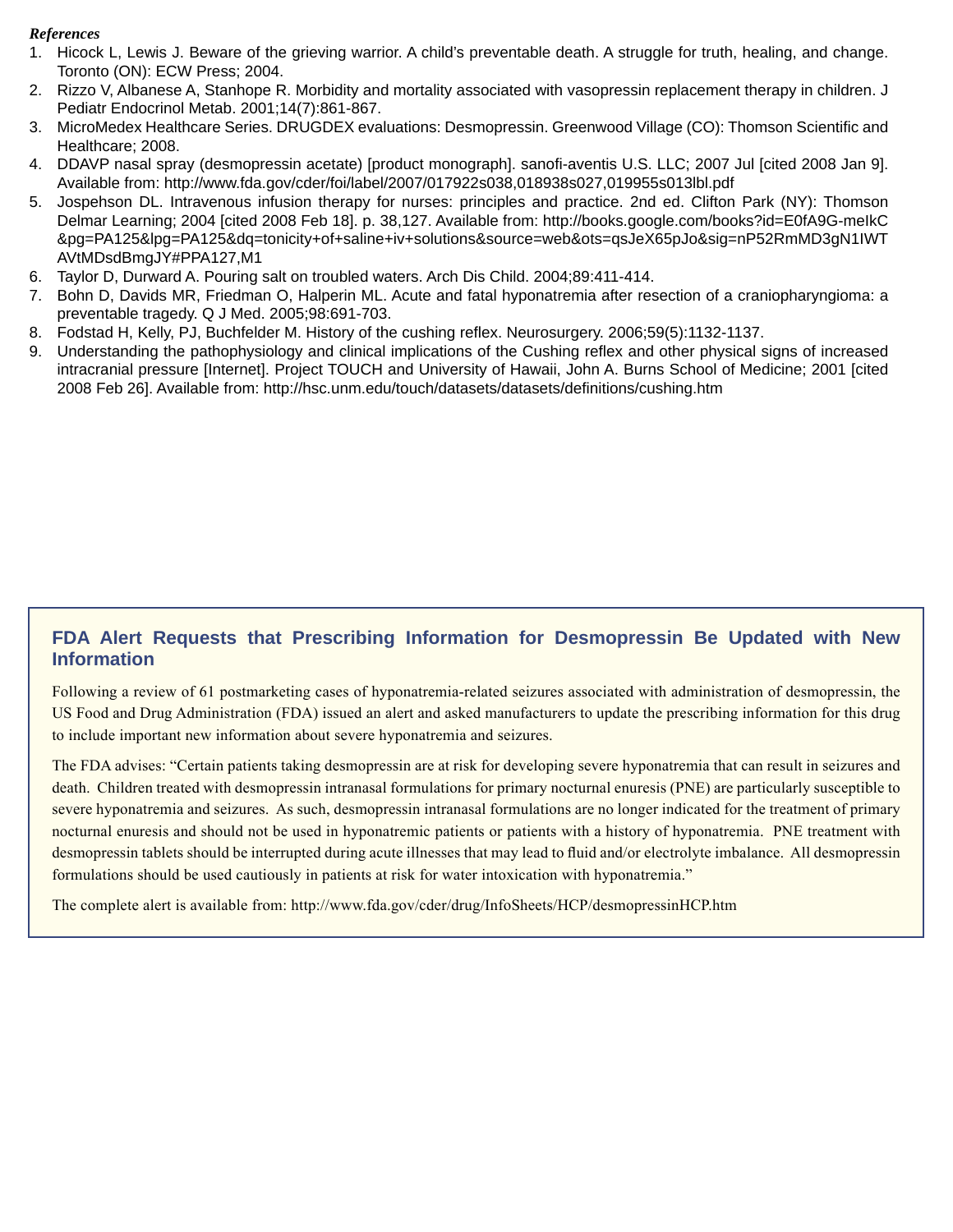*References*

1. Hicock L, Lewis J. Beware of the grieving warrior. A child's preventable death. A struggle for truth, healing, and change. Toronto (ON): ECW Press; 2004.
2. Rizzo V, Albanese A, Stanhope R. Morbidity and mortality associated with vasopressin replacement therapy in children. J Pediatr Endocrinol Metab. 2001;14(7):861-867.
3. MicroMedex Healthcare Series. DRUGDEX evaluations: Desmopressin. Greenwood Village (CO): Thomson Scientific and Healthcare; 2008.
4. DDAVP nasal spray (desmopressin acetate) [product monograph]. sanofi-aventis U.S. LLC; 2007 Jul [cited 2008 Jan 9]. Available from: http://www.fda.gov/cder/foi/label/2007/017922s038,018938s027,019955s013lbl.pdf
5. Jospehson DL. Intravenous infusion therapy for nurses: principles and practice. 2nd ed. Clifton Park (NY): Thomson Delmar Learning; 2004 [cited 2008 Feb 18]. p. 38,127. Available from: http://books.google.com/books?id=E0fA9G-meIkC&pg=PA125&lpg=PA125&dq=tonicity+of+saline+iv+solutions&source=web&ots=qsJeX65pJo&sig=nP52RmMD3gN1IWTAVtMDsdBmgJY#PPA127,M1
6. Taylor D, Durward A. Pouring salt on troubled waters. Arch Dis Child. 2004;89:411-414.
7. Bohn D, Davids MR, Friedman O, Halperin ML. Acute and fatal hyponatremia after resection of a craniopharyngioma: a preventable tragedy. Q J Med. 2005;98:691-703.
8. Fodstad H, Kelly, PJ, Buchfelder M. History of the cushing reflex. Neurosurgery. 2006;59(5):1132-1137.
9. Understanding the pathophysiology and clinical implications of the Cushing reflex and other physical signs of increased intracranial pressure [Internet]. Project TOUCH and University of Hawaii, John A. Burns School of Medicine; 2001 [cited 2008 Feb 26]. Available from: http://hsc.unm.edu/touch/datasets/datasets/definitions/cushing.htm

## FDA Alert Requests that Prescribing Information for Desmopressin Be Updated with New Information

Following a review of 61 postmarketing cases of hyponatremia-related seizures associated with administration of desmopressin, the US Food and Drug Administration (FDA) issued an alert and asked manufacturers to update the prescribing information for this drug to include important new information about severe hyponatremia and seizures.

The FDA advises: "Certain patients taking desmopressin are at risk for developing severe hyponatremia that can result in seizures and death. Children treated with desmopressin intranasal formulations for primary nocturnal enuresis (PNE) are particularly susceptible to severe hyponatremia and seizures. As such, desmopressin intranasal formulations are no longer indicated for the treatment of primary nocturnal enuresis and should not be used in hyponatremic patients or patients with a history of hyponatremia. PNE treatment with desmopressin tablets should be interrupted during acute illnesses that may lead to fluid and/or electrolyte imbalance. All desmopressin formulations should be used cautiously in patients at risk for water intoxication with hyponatremia."

The complete alert is available from: http://www.fda.gov/cder/drug/InfoSheets/HCP/desmopressinHCP.htm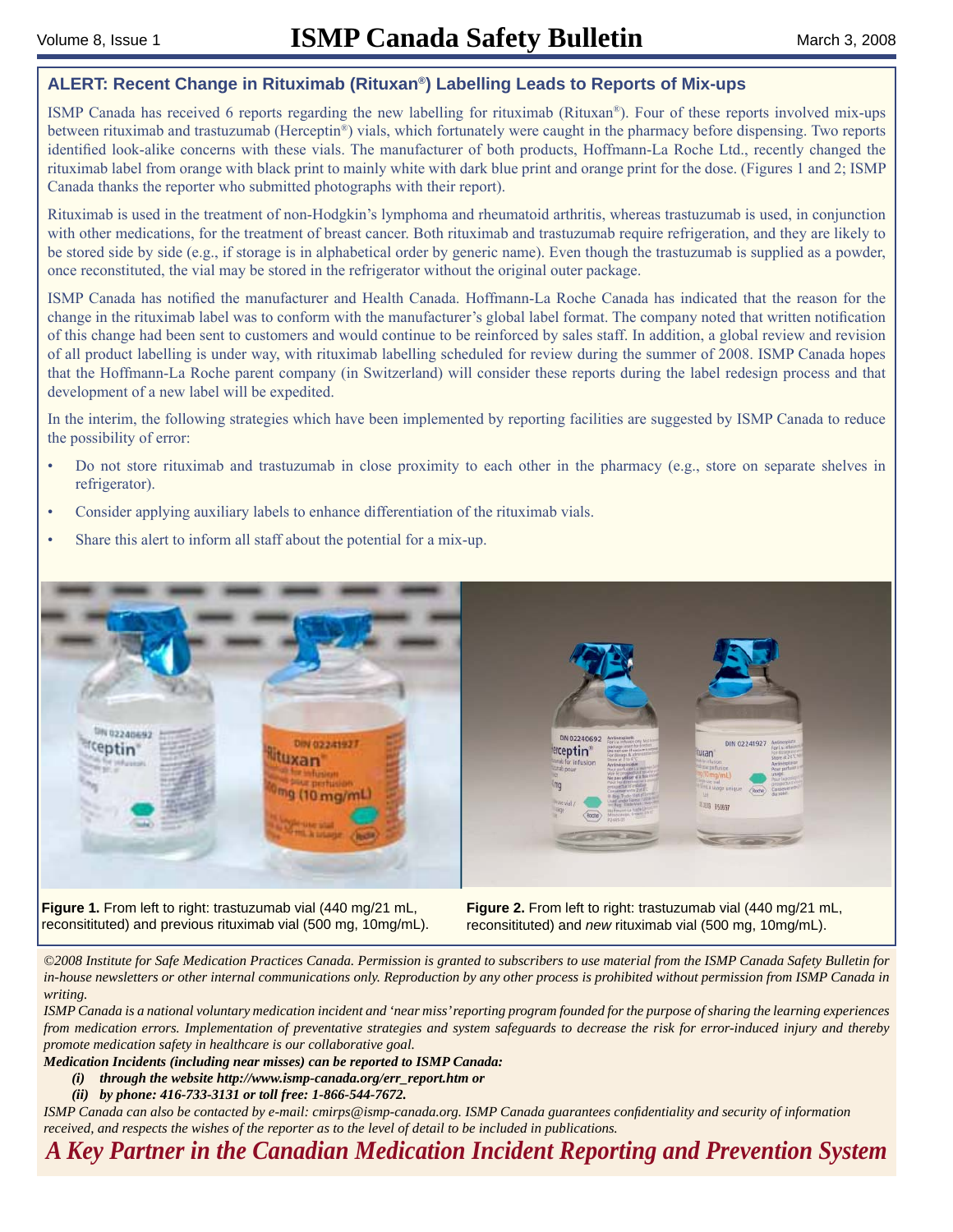## ALERT: Recent Change in Rituximab (Rituxan®) Labelling Leads to Reports of Mix-ups

ISMP Canada has received 6 reports regarding the new labelling for rituximab (Rituxan®). Four of these reports involved mix-ups between rituximab and trastuzumab (Herceptin®) vials, which fortunately were caught in the pharmacy before dispensing. Two reports identified look-alike concerns with these vials. The manufacturer of both products, Hoffmann-La Roche Ltd., recently changed the rituximab label from orange with black print to mainly white with dark blue print and orange print for the dose. (Figures 1 and 2; ISMP Canada thanks the reporter who submitted photographs with their report).

Rituximab is used in the treatment of non-Hodgkin's lymphoma and rheumatoid arthritis, whereas trastuzumab is used, in conjunction with other medications, for the treatment of breast cancer. Both rituximab and trastuzumab require refrigeration, and they are likely to be stored side by side (e.g., if storage is in alphabetical order by generic name). Even though the trastuzumab is supplied as a powder, once reconstituted, the vial may be stored in the refrigerator without the original outer package.

ISMP Canada has notified the manufacturer and Health Canada. Hoffmann-La Roche Canada has indicated that the reason for the change in the rituximab label was to conform with the manufacturer's global label format. The company noted that written notification of this change had been sent to customers and would continue to be reinforced by sales staff. In addition, a global review and revision of all product labelling is under way, with rituximab labelling scheduled for review during the summer of 2008. ISMP Canada hopes that the Hoffmann-La Roche parent company (in Switzerland) will consider these reports during the label redesign process and that development of a new label will be expedited.

In the interim, the following strategies which have been implemented by reporting facilities are suggested by ISMP Canada to reduce the possibility of error:

- Do not store rituximab and trastuzumab in close proximity to each other in the pharmacy (e.g., store on separate shelves in refrigerator).
- Consider applying auxiliary labels to enhance differentiation of the rituximab vials.
- Share this alert to inform all staff about the potential for a mix-up.

**Figure 1.** From left to right: trastuzumab vial (440 mg/21 mL, reconsititited) and previous rituximab vial (500 mg, 10mg/mL).

**Figure 2.** From left to right: trastuzumab vial (440 mg/21 mL, reconsititited) and *new* rituximab vial (500 mg, 10mg/mL).

*©2008 Institute for Safe Medication Practices Canada. Permission is granted to subscribers to use material from the ISMP Canada Safety Bulletin for in-house newsletters or other internal communications only. Reproduction by any other process is prohibited without permission from ISMP Canada in writing.*

*ISMP Canada is a national voluntary medication incident and 'near miss' reporting program founded for the purpose of sharing the learning experiences from medication errors. Implementation of preventative strategies and system safeguards to decrease the risk for error-induced injury and thereby promote medication safety in healthcare is our collaborative goal.*

***Medication Incidents (including near misses) can be reported to ISMP Canada:***

***(i) through the website http://www.ismp-canada.org/err_report.htm or***

***(ii) by phone: 416-733-3131 or toll free: 1-866-544-7672.***

*ISMP Canada can also be contacted by e-mail: cmirps@ismp-canada.org. ISMP Canada guarantees confidentiality and security of information received, and respects the wishes of the reporter as to the level of detail to be included in publications.*

***A Key Partner in the Canadian Medication Incident Reporting and Prevention System***